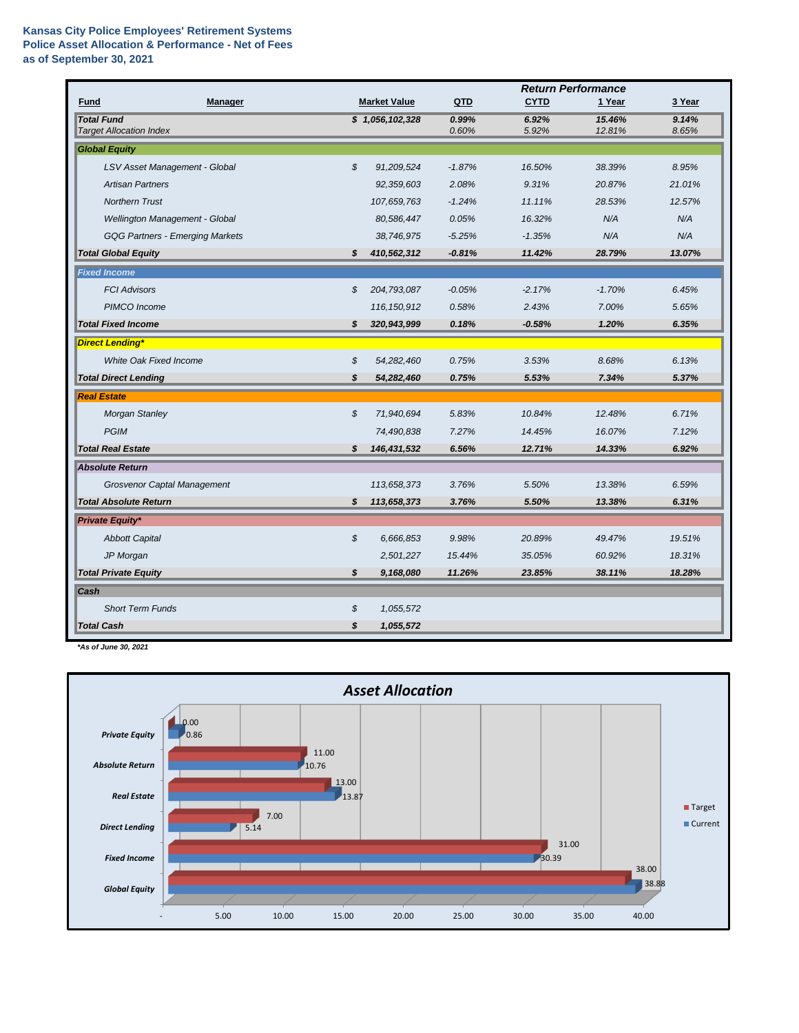**Kansas City Police Employees' Retirement Systems**
**Police Asset Allocation & Performance - Net of Fees**
**as of September 30, 2021**

| Fund | Manager | Market Value | QTD | CYTD | 1 Year | 3 Year |
|---|---|---|---|---|---|---|
| | | | | *Return Performance* | | |
| ***Total Fund*** | | ***$ 1,056,102,328*** | ***0.99%*** | ***6.92%*** | ***15.46%*** | ***9.14%*** |
| *Target Allocation Index* | | | *0.60%* | *5.92%* | *12.81%* | *8.65%* |
| ***Global Equity*** | | | | | | |
| | *LSV Asset Management - Global* | *$ 91,209,524* | *-1.87%* | *16.50%* | *38.39%* | *8.95%* |
| | *Artisan Partners* | *92,359,603* | *2.08%* | *9.31%* | *20.87%* | *21.01%* |
| | *Northern Trust* | *107,659,763* | *-1.24%* | *11.11%* | *28.53%* | *12.57%* |
| | *Wellington Management - Global* | *80,586,447* | *0.05%* | *16.32%* | *N/A* | *N/A* |
| | *GQG Partners - Emerging Markets* | *38,746,975* | *-5.25%* | *-1.35%* | *N/A* | *N/A* |
| ***Total Global Equity*** | | ***$ 410,562,312*** | ***-0.81%*** | ***11.42%*** | ***28.79%*** | ***13.07%*** |
| ***Fixed Income*** | | | | | | |
| | *FCI Advisors* | *$ 204,793,087* | *-0.05%* | *-2.17%* | *-1.70%* | *6.45%* |
| | *PIMCO Income* | *116,150,912* | *0.58%* | *2.43%* | *7.00%* | *5.65%* |
| ***Total Fixed Income*** | | ***$ 320,943,999*** | ***0.18%*** | ***-0.58%*** | ***1.20%*** | ***6.35%*** |
| ***Direct Lending**** | | | | | | |
| | *White Oak Fixed Income* | *$ 54,282,460* | *0.75%* | *3.53%* | *8.68%* | *6.13%* |
| ***Total Direct Lending*** | | ***$ 54,282,460*** | ***0.75%*** | ***5.53%*** | ***7.34%*** | ***5.37%*** |
| ***Real Estate*** | | | | | | |
| | *Morgan Stanley* | *$ 71,940,694* | *5.83%* | *10.84%* | *12.48%* | *6.71%* |
| | *PGIM* | *74,490,838* | *7.27%* | *14.45%* | *16.07%* | *7.12%* |
| ***Total Real Estate*** | | ***$ 146,431,532*** | ***6.56%*** | ***12.71%*** | ***14.33%*** | ***6.92%*** |
| ***Absolute Return*** | | | | | | |
| | *Grosvenor Captal Management* | *113,658,373* | *3.76%* | *5.50%* | *13.38%* | *6.59%* |
| ***Total Absolute Return*** | | ***$ 113,658,373*** | ***3.76%*** | ***5.50%*** | ***13.38%*** | ***6.31%*** |
| ***Private Equity**** | | | | | | |
| | *Abbott Capital* | *$ 6,666,853* | *9.98%* | *20.89%* | *49.47%* | *19.51%* |
| | *JP Morgan* | *2,501,227* | *15.44%* | *35.05%* | *60.92%* | *18.31%* |
| ***Total Private Equity*** | | ***$ 9,168,080*** | ***11.26%*** | ***23.85%*** | ***38.11%*** | ***18.28%*** |
| ***Cash*** | | | | | | |
| | *Short Term Funds* | *$ 1,055,572* | | | | |
| ***Total Cash*** | | ***$ 1,055,572*** | | | | |

****As of June 30, 2021***

**Asset Allocation**

| | Target | Current |
|---|---|---|
| Private Equity | 0.00 | 0.86 |
| Absolute Return | 11.00 | 10.76 |
| Real Estate | 13.00 | 13.87 |
| Direct Lending | 7.00 | 5.14 |
| Fixed Income | 31.00 | 30.39 |
| Global Equity | 38.00 | 38.88 |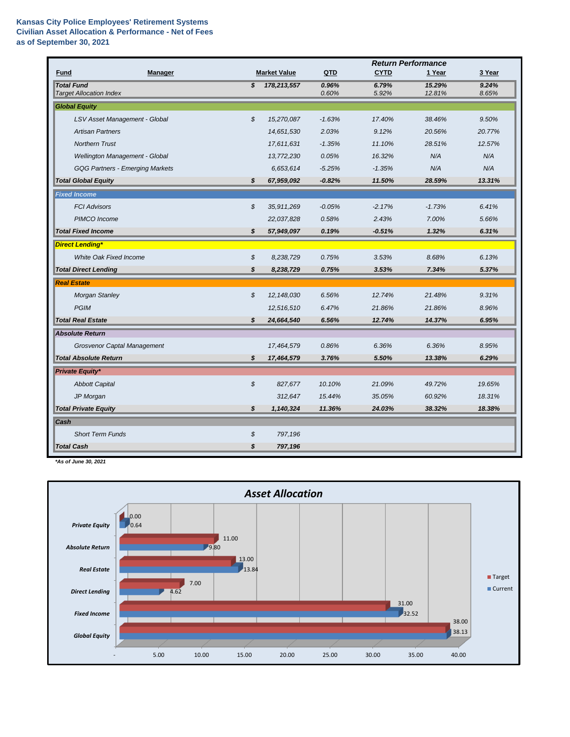**Kansas City Police Employees' Retirement Systems**
**Civilian Asset Allocation & Performance - Net of Fees**
**as of September 30, 2021**

| Fund | Manager | | Market Value | QTD | CYTD | 1 Year | 3 Year |
|---|---|---|---|---|---|---|---|
| | | | | | Return Performance | | |
| **Total Fund** | | **$** | **178,213,557** | **0.96%** | **6.79%** | **15.29%** | **9.24%** |
| *Target Allocation Index* | | | | *0.60%* | *5.92%* | *12.81%* | *8.65%* |
| **Global Equity** | | | | | | | |
| | LSV Asset Management - Global | $ | 15,270,087 | -1.63% | 17.40% | 38.46% | 9.50% |
| | Artisan Partners | | 14,651,530 | 2.03% | 9.12% | 20.56% | 20.77% |
| | Northern Trust | | 17,611,631 | -1.35% | 11.10% | 28.51% | 12.57% |
| | Wellington Management - Global | | 13,772,230 | 0.05% | 16.32% | N/A | N/A |
| | GQG Partners - Emerging Markets | | 6,653,614 | -5.25% | -1.35% | N/A | N/A |
| **Total Global Equity** | | **$** | **67,959,092** | **-0.82%** | **11.50%** | **28.59%** | **13.31%** |
| **Fixed Income** | | | | | | | |
| | FCI Advisors | $ | 35,911,269 | -0.05% | -2.17% | -1.73% | 6.41% |
| | PIMCO Income | | 22,037,828 | 0.58% | 2.43% | 7.00% | 5.66% |
| **Total Fixed Income** | | **$** | **57,949,097** | **0.19%** | **-0.51%** | **1.32%** | **6.31%** |
| **Direct Lending*** | | | | | | | |
| | White Oak Fixed Income | $ | 8,238,729 | 0.75% | 3.53% | 8.68% | 6.13% |
| **Total Direct Lending** | | **$** | **8,238,729** | **0.75%** | **3.53%** | **7.34%** | **5.37%** |
| **Real Estate** | | | | | | | |
| | Morgan Stanley | $ | 12,148,030 | 6.56% | 12.74% | 21.48% | 9.31% |
| | PGIM | | 12,516,510 | 6.47% | 21.86% | 21.86% | 8.96% |
| **Total Real Estate** | | **$** | **24,664,540** | **6.56%** | **12.74%** | **14.37%** | **6.95%** |
| **Absolute Return** | | | | | | | |
| | Grosvenor Captal Management | | 17,464,579 | 0.86% | 6.36% | 6.36% | 8.95% |
| **Total Absolute Return** | | **$** | **17,464,579** | **3.76%** | **5.50%** | **13.38%** | **6.29%** |
| **Private Equity*** | | | | | | | |
| | Abbott Capital | $ | 827,677 | 10.10% | 21.09% | 49.72% | 19.65% |
| | JP Morgan | | 312,647 | 15.44% | 35.05% | 60.92% | 18.31% |
| **Total Private Equity** | | **$** | **1,140,324** | **11.36%** | **24.03%** | **38.32%** | **18.38%** |
| **Cash** | | | | | | | |
| | Short Term Funds | $ | 797,196 | | | | |
| **Total Cash** | | **$** | **797,196** | | | | |

***As of June 30, 2021***

**Asset Allocation**

Private Equity
0.00
0.64
Absolute Return
11.00
9.80
Real Estate
13.00
13.84
Direct Lending
7.00
4.62
Fixed Income
31.00
32.52
Global Equity
38.00
38.13

- 5.00 10.00 15.00 20.00 25.00 30.00 35.00 40.00

Target
Current